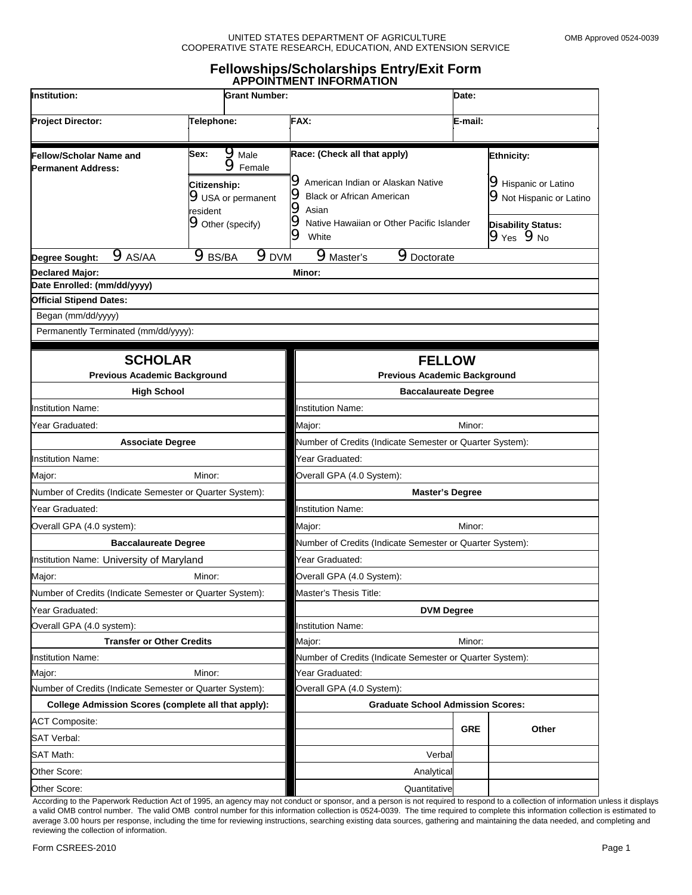UNITED STATES DEPARTMENT OF AGRICULTURE
COOPERATIVE STATE RESEARCH, EDUCATION, AND EXTENSION SERVICE

OMB Approved 0524-0039

# Fellowships/Scholarships Entry/Exit Form

## APPOINTMENT INFORMATION

| **Institution:** | **Grant Number:** | | **Date:** |
|---|---|---|---|
| **Project Director:** | **Telephone:** | **FAX:** | **E-mail:** |

| **Fellow/Scholar Name and Permanent Address:** | **Sex:** 9 Male 9 Female<br><br>**Citizenship:** 9 USA or permanent resident 9 Other (specify) | **Race: (Check all that apply)**<br>9 American Indian or Alaskan Native<br>9 Black or African American<br>9 Asian<br>9 Native Hawaiian or Other Pacific Islander<br>9 White | **Ethnicity:**<br>9 Hispanic or Latino<br>9 Not Hispanic or Latino<br><br>**Disability Status:**<br>9 Yes 9 No |
|---|---|---|---|

**Degree Sought:** 9 AS/AA 9 BS/BA 9 DVM 9 Master's 9 Doctorate

**Declared Major:** **Minor:**

**Date Enrolled: (mm/dd/yyyy)**

**Official Stipend Dates:**

Began (mm/dd/yyyy)

Permanently Terminated (mm/dd/yyyy):

| **SCHOLAR**<br>**Previous Academic Background** | **FELLOW**<br>**Previous Academic Background** |
|---|---|
| **High School** | **Baccalaureate Degree** |
| Institution Name: | Institution Name: |
| Year Graduated: | Major: Minor: |
| **Associate Degree** | Number of Credits (Indicate Semester or Quarter System): |
| Institution Name: | Year Graduated: |
| Major: Minor: | Overall GPA (4.0 System): |
| Number of Credits (Indicate Semester or Quarter System): | **Master's Degree** |
| Year Graduated: | Institution Name: |
| Overall GPA (4.0 system): | Major: Minor: |
| **Baccalaureate Degree** | Number of Credits (Indicate Semester or Quarter System): |
| Institution Name: University of Maryland | Year Graduated: |
| Major: Minor: | Overall GPA (4.0 System): |
| Number of Credits (Indicate Semester or Quarter System): | Master's Thesis Title: |
| Year Graduated: | **DVM Degree** |
| Overall GPA (4.0 system): | Institution Name: |
| **Transfer or Other Credits** | Major: Minor: |
| Institution Name: | Number of Credits (Indicate Semester or Quarter System): |
| Major: Minor: | Year Graduated: |
| Number of Credits (Indicate Semester or Quarter System): | Overall GPA (4.0 System): |
| **College Admission Scores (complete all that apply):** | **Graduate School Admission Scores:** |

| College Admission Scores | |
|---|---|
| ACT Composite: | |
| SAT Verbal: | |
| SAT Math: | |
| Other Score: | |
| Other Score: | |

| Graduate School Admission Scores | **GRE** | **Other** |
|---|---|---|
| Verbal | | |
| Analytical | | |
| Quantitative | | |

According to the Paperwork Reduction Act of 1995, an agency may not conduct or sponsor, and a person is not required to respond to a collection of information unless it displays a valid OMB control number. The valid OMB control number for this information collection is 0524-0039. The time required to complete this information collection is estimated to average 3.00 hours per response, including the time for reviewing instructions, searching existing data sources, gathering and maintaining the data needed, and completing and reviewing the collection of information.

Form CSREES-2010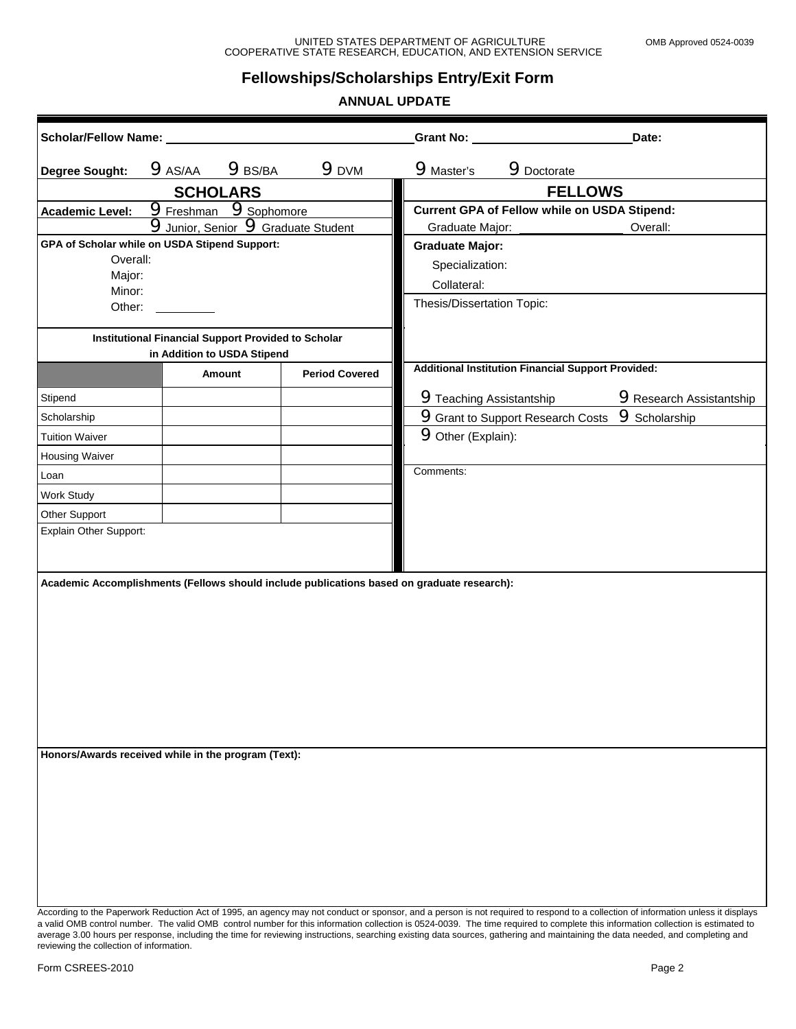UNITED STATES DEPARTMENT OF AGRICULTURE
COOPERATIVE STATE RESEARCH, EDUCATION, AND EXTENSION SERVICE

OMB Approved 0524-0039

# Fellowships/Scholarships Entry/Exit Form

## ANNUAL UPDATE

**Scholar/Fellow Name:** \_\_\_\_\_\_\_\_\_\_\_\_\_\_\_\_\_\_\_\_ **Grant No:** \_\_\_\_\_\_\_\_\_\_\_\_\_\_ **Date:**

**Degree Sought:** 9 AS/AA 9 BS/BA 9 DVM 9 Master's 9 Doctorate

## SCHOLARS

**Academic Level:** 9 Freshman 9 Sophomore 9 Junior, Senior 9 Graduate Student

**GPA of Scholar while on USDA Stipend Support:**

Overall:

Major:

Minor:

Other: \_\_\_\_\_\_\_\_

**Institutional Financial Support Provided to Scholar in Addition to USDA Stipend**

| | Amount | Period Covered |
|---|---|---|
| Stipend | | |
| Scholarship | | |
| Tuition Waiver | | |
| Housing Waiver | | |
| Loan | | |
| Work Study | | |
| Other Support | | |

Explain Other Support:

## FELLOWS

**Current GPA of Fellow while on USDA Stipend:**

Graduate Major: \_\_\_\_\_\_\_\_\_\_\_\_\_\_ Overall:

**Graduate Major:**

Specialization:

Collateral:

Thesis/Dissertation Topic:

**Additional Institution Financial Support Provided:**

9 Teaching Assistantship 9 Research Assistantship

9 Grant to Support Research Costs 9 Scholarship

9 Other (Explain):

Comments:

**Academic Accomplishments (Fellows should include publications based on graduate research):**

**Honors/Awards received while in the program (Text):**

According to the Paperwork Reduction Act of 1995, an agency may not conduct or sponsor, and a person is not required to respond to a collection of information unless it displays a valid OMB control number. The valid OMB control number for this information collection is 0524-0039. The time required to complete this information collection is estimated to average 3.00 hours per response, including the time for reviewing instructions, searching existing data sources, gathering and maintaining the data needed, and completing and reviewing the collection of information.

Form CSREES-2010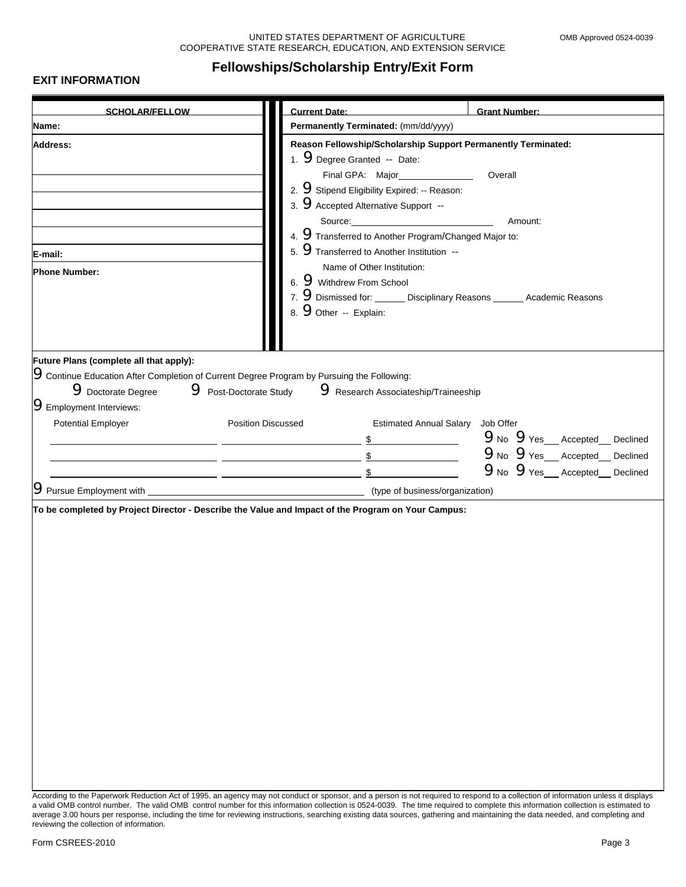UNITED STATES DEPARTMENT OF AGRICULTURE
COOPERATIVE STATE RESEARCH, EDUCATION, AND EXTENSION SERVICE

OMB Approved 0524-0039

# Fellowships/Scholarship Entry/Exit Form

## EXIT INFORMATION

**SCHOLAR/FELLOW**

**Name:**

**Address:**

**E-mail:**

**Phone Number:**

**Current Date:**

**Grant Number:**

**Permanently Terminated:** (mm/dd/yyyy)

**Reason Fellowship/Scholarship Support Permanently Terminated:**

1. 9 Degree Granted -- Date:
   Final GPA: Major\_\_\_\_\_\_\_\_\_\_\_\_\_\_\_ Overall
2. 9 Stipend Eligibility Expired: -- Reason:
3. 9 Accepted Alternative Support --
   Source:\_\_\_\_\_\_\_\_\_\_\_\_\_\_\_\_\_\_\_\_\_\_\_\_\_\_\_\_ Amount:
4. 9 Transferred to Another Program/Changed Major to:
5. 9 Transferred to Another Institution --
   Name of Other Institution:
6. 9 Withdrew From School
7. 9 Dismissed for: \_\_\_\_\_\_ Disciplinary Reasons \_\_\_\_\_\_ Academic Reasons
8. 9 Other -- Explain:

**Future Plans (complete all that apply):**

9 Continue Education After Completion of Current Degree Program by Pursuing the Following:

9 Doctorate Degree  9 Post-Doctorate Study  9 Research Associateship/Traineeship

9 Employment Interviews:

| Potential Employer | Position Discussed | Estimated Annual Salary | Job Offer |
|---|---|---|---|
| | | $ | 9 No 9 Yes\_\_\_ Accepted\_\_\_ Declined |
| | | $ | 9 No 9 Yes\_\_\_ Accepted\_\_\_ Declined |
| | | $ | 9 No 9 Yes\_\_\_ Accepted\_\_\_ Declined |

9 Pursue Employment with \_\_\_\_\_\_\_\_\_\_\_\_\_\_\_\_\_\_\_\_\_\_\_\_\_\_\_\_\_\_\_\_\_\_\_\_\_\_\_\_ (type of business/organization)

**To be completed by Project Director - Describe the Value and Impact of the Program on Your Campus:**

According to the Paperwork Reduction Act of 1995, an agency may not conduct or sponsor, and a person is not required to respond to a collection of information unless it displays a valid OMB control number. The valid OMB control number for this information collection is 0524-0039. The time required to complete this information collection is estimated to average 3.00 hours per response, including the time for reviewing instructions, searching existing data sources, gathering and maintaining the data needed, and completing and reviewing the collection of information.

Form CSREES-2010